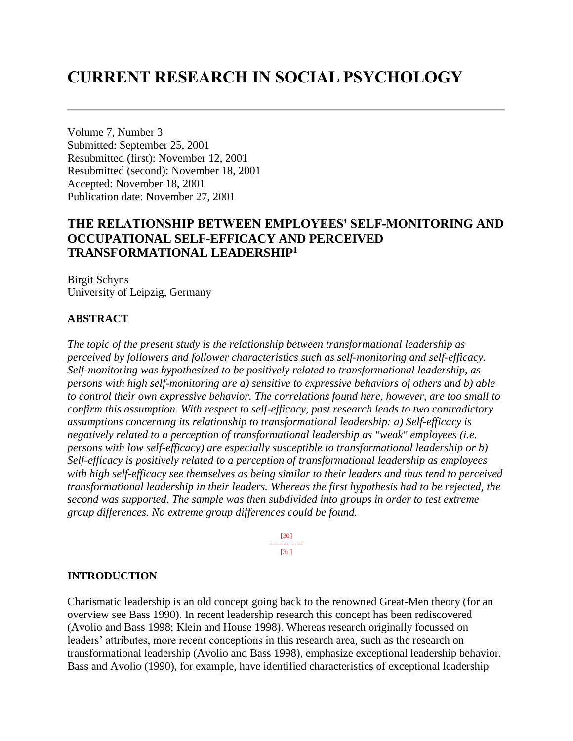# CURRENT RESEARCH IN SOCIAL PSYCHOLOGY

Volume 7, Number 3
Submitted: September 25, 2001
Resubmitted (first): November 12, 2001
Resubmitted (second): November 18, 2001
Accepted: November 18, 2001
Publication date: November 27, 2001

## THE RELATIONSHIP BETWEEN EMPLOYEES' SELF-MONITORING AND OCCUPATIONAL SELF-EFFICACY AND PERCEIVED TRANSFORMATIONAL LEADERSHIP[1]

Birgit Schyns
University of Leipzig, Germany

### ABSTRACT

*The topic of the present study is the relationship between transformational leadership as perceived by followers and follower characteristics such as self-monitoring and self-efficacy. Self-monitoring was hypothesized to be positively related to transformational leadership, as persons with high self-monitoring are a) sensitive to expressive behaviors of others and b) able to control their own expressive behavior. The correlations found here, however, are too small to confirm this assumption. With respect to self-efficacy, past research leads to two contradictory assumptions concerning its relationship to transformational leadership: a) Self-efficacy is negatively related to a perception of transformational leadership as "weak" employees (i.e. persons with low self-efficacy) are especially susceptible to transformational leadership or b) Self-efficacy is positively related to a perception of transformational leadership as employees with high self-efficacy see themselves as being similar to their leaders and thus tend to perceived transformational leadership in their leaders. Whereas the first hypothesis had to be rejected, the second was supported. The sample was then subdivided into groups in order to test extreme group differences. No extreme group differences could be found.*

[30]
---------------
[31]

### INTRODUCTION

Charismatic leadership is an old concept going back to the renowned Great-Men theory (for an overview see Bass 1990). In recent leadership research this concept has been rediscovered (Avolio and Bass 1998; Klein and House 1998). Whereas research originally focussed on leaders' attributes, more recent conceptions in this research area, such as the research on transformational leadership (Avolio and Bass 1998), emphasize exceptional leadership behavior. Bass and Avolio (1990), for example, have identified characteristics of exceptional leadership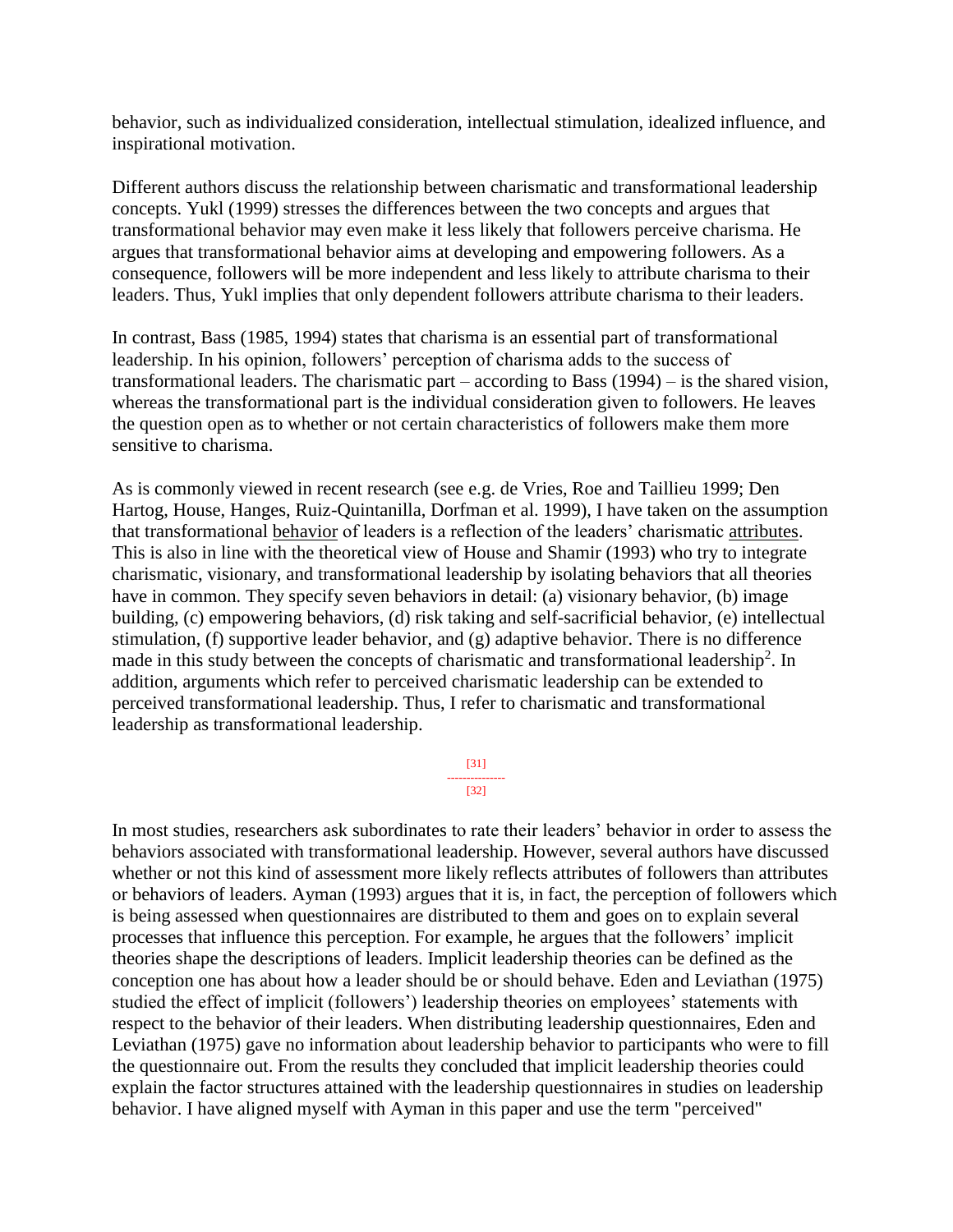behavior, such as individualized consideration, intellectual stimulation, idealized influence, and inspirational motivation.

Different authors discuss the relationship between charismatic and transformational leadership concepts. Yukl (1999) stresses the differences between the two concepts and argues that transformational behavior may even make it less likely that followers perceive charisma. He argues that transformational behavior aims at developing and empowering followers. As a consequence, followers will be more independent and less likely to attribute charisma to their leaders. Thus, Yukl implies that only dependent followers attribute charisma to their leaders.

In contrast, Bass (1985, 1994) states that charisma is an essential part of transformational leadership. In his opinion, followers' perception of charisma adds to the success of transformational leaders. The charismatic part – according to Bass (1994) – is the shared vision, whereas the transformational part is the individual consideration given to followers. He leaves the question open as to whether or not certain characteristics of followers make them more sensitive to charisma.

As is commonly viewed in recent research (see e.g. de Vries, Roe and Taillieu 1999; Den Hartog, House, Hanges, Ruiz-Quintanilla, Dorfman et al. 1999), I have taken on the assumption that transformational behavior of leaders is a reflection of the leaders' charismatic attributes. This is also in line with the theoretical view of House and Shamir (1993) who try to integrate charismatic, visionary, and transformational leadership by isolating behaviors that all theories have in common. They specify seven behaviors in detail: (a) visionary behavior, (b) image building, (c) empowering behaviors, (d) risk taking and self-sacrificial behavior, (e) intellectual stimulation, (f) supportive leader behavior, and (g) adaptive behavior. There is no difference made in this study between the concepts of charismatic and transformational leadership[2]. In addition, arguments which refer to perceived charismatic leadership can be extended to perceived transformational leadership. Thus, I refer to charismatic and transformational leadership as transformational leadership.

[31]
---------------
[32]

In most studies, researchers ask subordinates to rate their leaders' behavior in order to assess the behaviors associated with transformational leadership. However, several authors have discussed whether or not this kind of assessment more likely reflects attributes of followers than attributes or behaviors of leaders. Ayman (1993) argues that it is, in fact, the perception of followers which is being assessed when questionnaires are distributed to them and goes on to explain several processes that influence this perception. For example, he argues that the followers' implicit theories shape the descriptions of leaders. Implicit leadership theories can be defined as the conception one has about how a leader should be or should behave. Eden and Leviathan (1975) studied the effect of implicit (followers') leadership theories on employees' statements with respect to the behavior of their leaders. When distributing leadership questionnaires, Eden and Leviathan (1975) gave no information about leadership behavior to participants who were to fill the questionnaire out. From the results they concluded that implicit leadership theories could explain the factor structures attained with the leadership questionnaires in studies on leadership behavior. I have aligned myself with Ayman in this paper and use the term "perceived"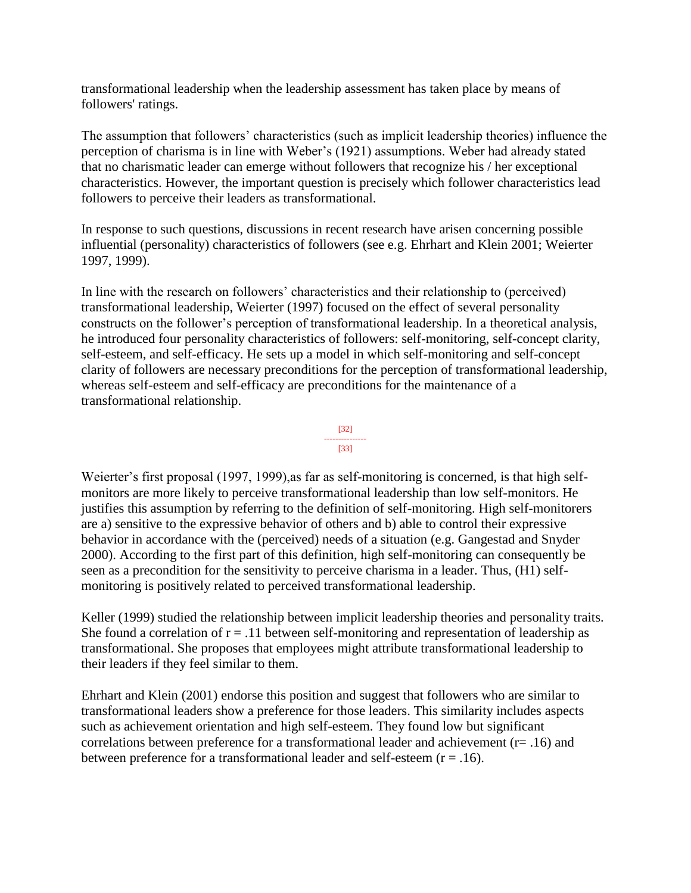transformational leadership when the leadership assessment has taken place by means of followers' ratings.

The assumption that followers' characteristics (such as implicit leadership theories) influence the perception of charisma is in line with Weber's (1921) assumptions. Weber had already stated that no charismatic leader can emerge without followers that recognize his / her exceptional characteristics. However, the important question is precisely which follower characteristics lead followers to perceive their leaders as transformational.

In response to such questions, discussions in recent research have arisen concerning possible influential (personality) characteristics of followers (see e.g. Ehrhart and Klein 2001; Weierter 1997, 1999).

In line with the research on followers' characteristics and their relationship to (perceived) transformational leadership, Weierter (1997) focused on the effect of several personality constructs on the follower's perception of transformational leadership. In a theoretical analysis, he introduced four personality characteristics of followers: self-monitoring, self-concept clarity, self-esteem, and self-efficacy. He sets up a model in which self-monitoring and self-concept clarity of followers are necessary preconditions for the perception of transformational leadership, whereas self-esteem and self-efficacy are preconditions for the maintenance of a transformational relationship.

Weierter's first proposal (1997, 1999),as far as self-monitoring is concerned, is that high self-monitors are more likely to perceive transformational leadership than low self-monitors. He justifies this assumption by referring to the definition of self-monitoring. High self-monitorers are a) sensitive to the expressive behavior of others and b) able to control their expressive behavior in accordance with the (perceived) needs of a situation (e.g. Gangestad and Snyder 2000). According to the first part of this definition, high self-monitoring can consequently be seen as a precondition for the sensitivity to perceive charisma in a leader. Thus, (H1) self-monitoring is positively related to perceived transformational leadership.

Keller (1999) studied the relationship between implicit leadership theories and personality traits. She found a correlation of $r = .11$ between self-monitoring and representation of leadership as transformational. She proposes that employees might attribute transformational leadership to their leaders if they feel similar to them.

Ehrhart and Klein (2001) endorse this position and suggest that followers who are similar to transformational leaders show a preference for those leaders. This similarity includes aspects such as achievement orientation and high self-esteem. They found low but significant correlations between preference for a transformational leader and achievement ($r = .16$) and between preference for a transformational leader and self-esteem ($r = .16$).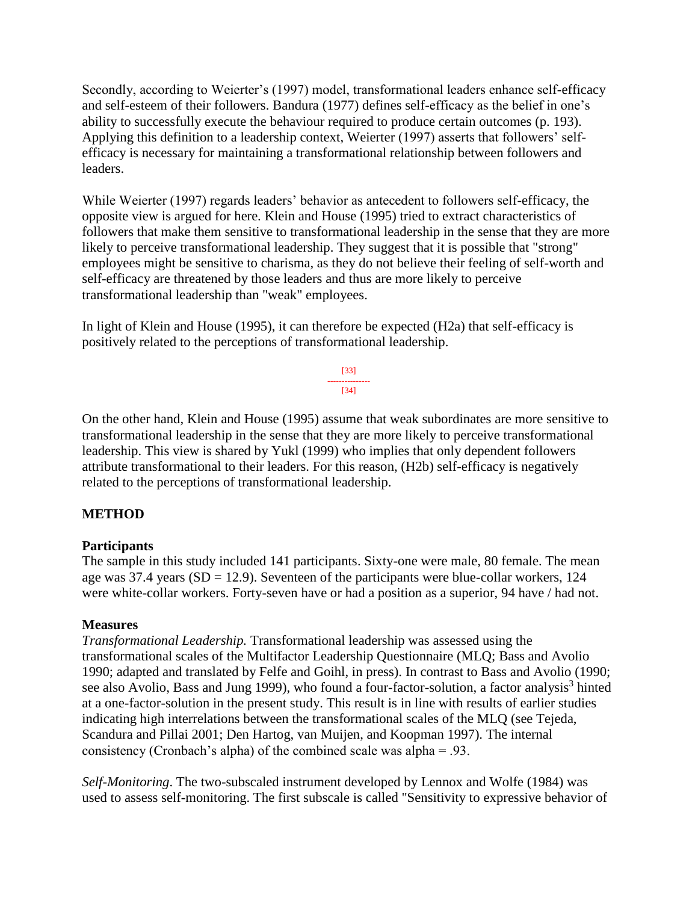Secondly, according to Weierter's (1997) model, transformational leaders enhance self-efficacy and self-esteem of their followers. Bandura (1977) defines self-efficacy as the belief in one's ability to successfully execute the behaviour required to produce certain outcomes (p. 193). Applying this definition to a leadership context, Weierter (1997) asserts that followers' self-efficacy is necessary for maintaining a transformational relationship between followers and leaders.

While Weierter (1997) regards leaders' behavior as antecedent to followers self-efficacy, the opposite view is argued for here. Klein and House (1995) tried to extract characteristics of followers that make them sensitive to transformational leadership in the sense that they are more likely to perceive transformational leadership. They suggest that it is possible that "strong" employees might be sensitive to charisma, as they do not believe their feeling of self-worth and self-efficacy are threatened by those leaders and thus are more likely to perceive transformational leadership than "weak" employees.

In light of Klein and House (1995), it can therefore be expected (H2a) that self-efficacy is positively related to the perceptions of transformational leadership.

On the other hand, Klein and House (1995) assume that weak subordinates are more sensitive to transformational leadership in the sense that they are more likely to perceive transformational leadership. This view is shared by Yukl (1999) who implies that only dependent followers attribute transformational to their leaders. For this reason, (H2b) self-efficacy is negatively related to the perceptions of transformational leadership.

## METHOD

### Participants

The sample in this study included 141 participants. Sixty-one were male, 80 female. The mean age was 37.4 years (SD = 12.9). Seventeen of the participants were blue-collar workers, 124 were white-collar workers. Forty-seven have or had a position as a superior, 94 have / had not.

### Measures

*Transformational Leadership.* Transformational leadership was assessed using the transformational scales of the Multifactor Leadership Questionnaire (MLQ; Bass and Avolio 1990; adapted and translated by Felfe and Goihl, in press). In contrast to Bass and Avolio (1990; see also Avolio, Bass and Jung 1999), who found a four-factor-solution, a factor analysis[3] hinted at a one-factor-solution in the present study. This result is in line with results of earlier studies indicating high interrelations between the transformational scales of the MLQ (see Tejeda, Scandura and Pillai 2001; Den Hartog, van Muijen, and Koopman 1997). The internal consistency (Cronbach's alpha) of the combined scale was alpha = .93.

*Self-Monitoring*. The two-subscaled instrument developed by Lennox and Wolfe (1984) was used to assess self-monitoring. The first subscale is called "Sensitivity to expressive behavior of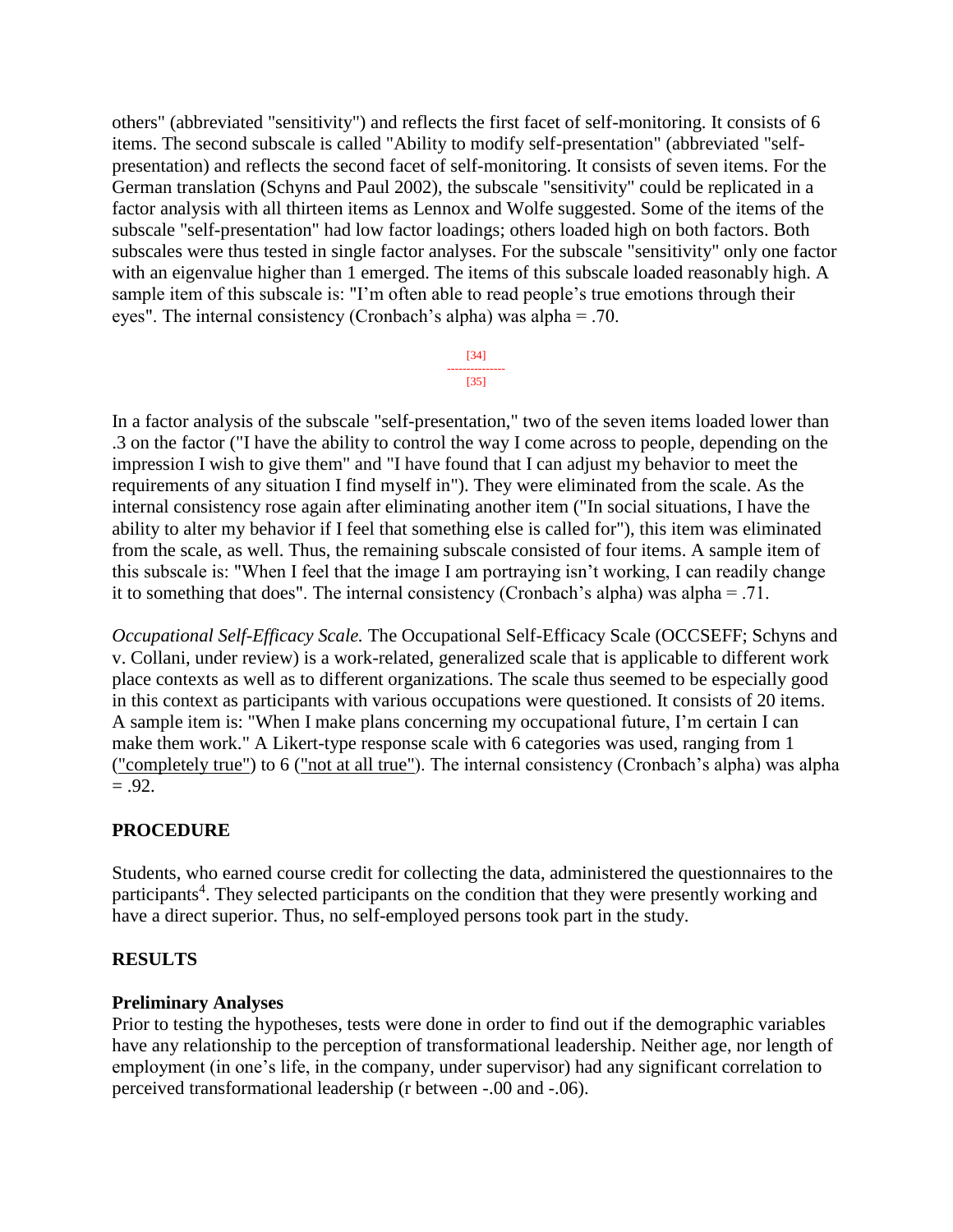others" (abbreviated "sensitivity") and reflects the first facet of self-monitoring. It consists of 6 items. The second subscale is called "Ability to modify self-presentation" (abbreviated "self-presentation) and reflects the second facet of self-monitoring. It consists of seven items. For the German translation (Schyns and Paul 2002), the subscale "sensitivity" could be replicated in a factor analysis with all thirteen items as Lennox and Wolfe suggested. Some of the items of the subscale "self-presentation" had low factor loadings; others loaded high on both factors. Both subscales were thus tested in single factor analyses. For the subscale "sensitivity" only one factor with an eigenvalue higher than 1 emerged. The items of this subscale loaded reasonably high. A sample item of this subscale is: "I'm often able to read people's true emotions through their eyes". The internal consistency (Cronbach's alpha) was alpha = .70.

In a factor analysis of the subscale "self-presentation," two of the seven items loaded lower than .3 on the factor ("I have the ability to control the way I come across to people, depending on the impression I wish to give them" and "I have found that I can adjust my behavior to meet the requirements of any situation I find myself in"). They were eliminated from the scale. As the internal consistency rose again after eliminating another item ("In social situations, I have the ability to alter my behavior if I feel that something else is called for"), this item was eliminated from the scale, as well. Thus, the remaining subscale consisted of four items. A sample item of this subscale is: "When I feel that the image I am portraying isn't working, I can readily change it to something that does". The internal consistency (Cronbach's alpha) was alpha = .71.

*Occupational Self-Efficacy Scale.* The Occupational Self-Efficacy Scale (OCCSEFF; Schyns and v. Collani, under review) is a work-related, generalized scale that is applicable to different work place contexts as well as to different organizations. The scale thus seemed to be especially good in this context as participants with various occupations were questioned. It consists of 20 items. A sample item is: "When I make plans concerning my occupational future, I'm certain I can make them work." A Likert-type response scale with 6 categories was used, ranging from 1 ("completely true") to 6 ("not at all true"). The internal consistency (Cronbach's alpha) was alpha = .92.

## PROCEDURE

Students, who earned course credit for collecting the data, administered the questionnaires to the participants[4]. They selected participants on the condition that they were presently working and have a direct superior. Thus, no self-employed persons took part in the study.

## RESULTS

### Preliminary Analyses

Prior to testing the hypotheses, tests were done in order to find out if the demographic variables have any relationship to the perception of transformational leadership. Neither age, nor length of employment (in one's life, in the company, under supervisor) had any significant correlation to perceived transformational leadership (r between -.00 and -.06).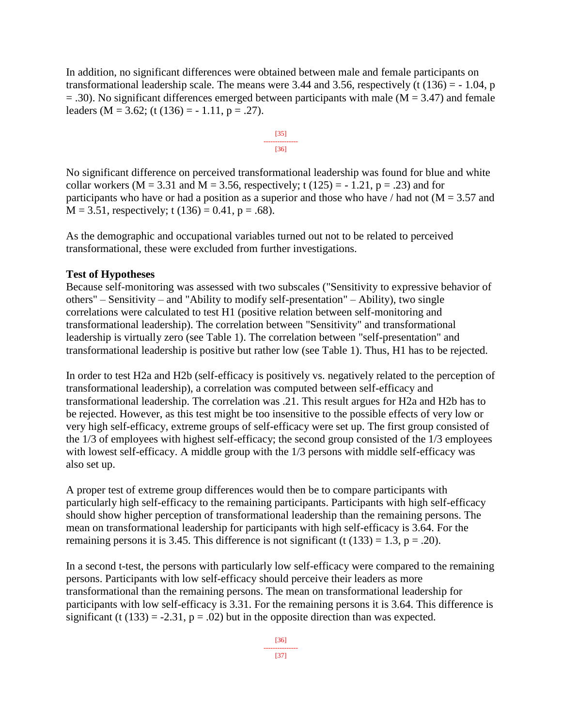In addition, no significant differences were obtained between male and female participants on transformational leadership scale. The means were 3.44 and 3.56, respectively ($t(136) = -1.04$, $p = .30$). No significant differences emerged between participants with male ($M = 3.47$) and female leaders ($M = 3.62$; ($t(136) = -1.11$, $p = .27$).

No significant difference on perceived transformational leadership was found for blue and white collar workers ($M = 3.31$ and $M = 3.56$, respectively; $t(125) = -1.21$, $p = .23$) and for participants who have or had a position as a superior and those who have / had not ($M = 3.57$ and $M = 3.51$, respectively; $t(136) = 0.41$, $p = .68$).

As the demographic and occupational variables turned out not to be related to perceived transformational, these were excluded from further investigations.

**Test of Hypotheses**

Because self-monitoring was assessed with two subscales ("Sensitivity to expressive behavior of others" – Sensitivity – and "Ability to modify self-presentation" – Ability), two single correlations were calculated to test H1 (positive relation between self-monitoring and transformational leadership). The correlation between "Sensitivity" and transformational leadership is virtually zero (see Table 1). The correlation between "self-presentation" and transformational leadership is positive but rather low (see Table 1). Thus, H1 has to be rejected.

In order to test H2a and H2b (self-efficacy is positively vs. negatively related to the perception of transformational leadership), a correlation was computed between self-efficacy and transformational leadership. The correlation was .21. This result argues for H2a and H2b has to be rejected. However, as this test might be too insensitive to the possible effects of very low or very high self-efficacy, extreme groups of self-efficacy were set up. The first group consisted of the 1/3 of employees with highest self-efficacy; the second group consisted of the 1/3 employees with lowest self-efficacy. A middle group with the 1/3 persons with middle self-efficacy was also set up.

A proper test of extreme group differences would then be to compare participants with particularly high self-efficacy to the remaining participants. Participants with high self-efficacy should show higher perception of transformational leadership than the remaining persons. The mean on transformational leadership for participants with high self-efficacy is 3.64. For the remaining persons it is 3.45. This difference is not significant ($t(133) = 1.3$, $p = .20$).

In a second t-test, the persons with particularly low self-efficacy were compared to the remaining persons. Participants with low self-efficacy should perceive their leaders as more transformational than the remaining persons. The mean on transformational leadership for participants with low self-efficacy is 3.31. For the remaining persons it is 3.64. This difference is significant ($t(133) = -2.31$, $p = .02$) but in the opposite direction than was expected.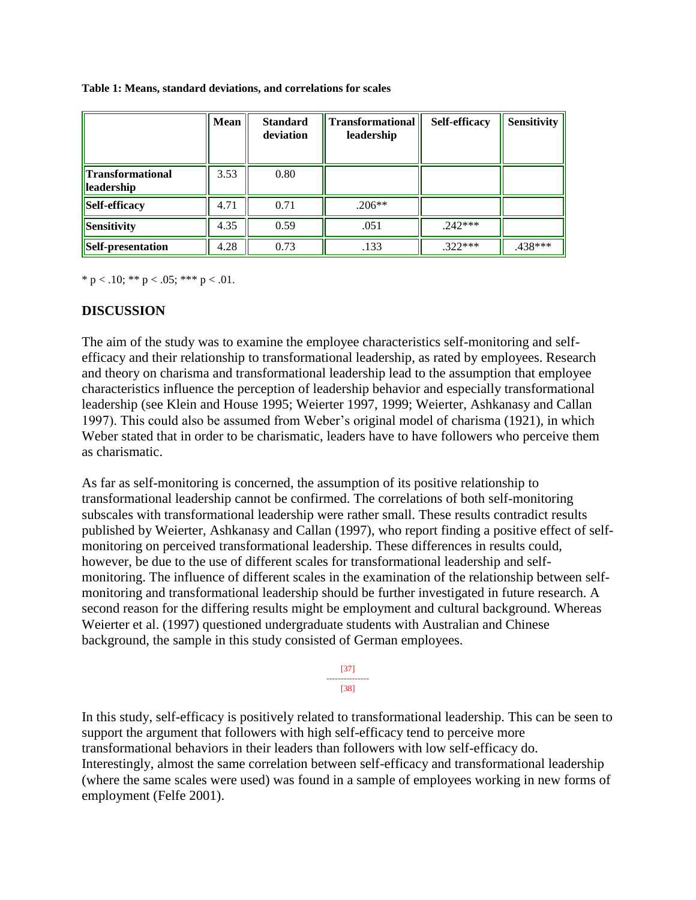**Table 1: Means, standard deviations, and correlations for scales**

| | Mean | Standard deviation | Transformational leadership | Self-efficacy | Sensitivity |
|---|---|---|---|---|---|
| **Transformational leadership** | 3.53 | 0.80 | | | |
| **Self-efficacy** | 4.71 | 0.71 | .206** | | |
| **Sensitivity** | 4.35 | 0.59 | .051 | .242*** | |
| **Self-presentation** | 4.28 | 0.73 | .133 | .322*** | .438*** |

* $p < .10$; ** $p < .05$; *** $p < .01$.

## DISCUSSION

The aim of the study was to examine the employee characteristics self-monitoring and self-efficacy and their relationship to transformational leadership, as rated by employees. Research and theory on charisma and transformational leadership lead to the assumption that employee characteristics influence the perception of leadership behavior and especially transformational leadership (see Klein and House 1995; Weierter 1997, 1999; Weierter, Ashkanasy and Callan 1997). This could also be assumed from Weber's original model of charisma (1921), in which Weber stated that in order to be charismatic, leaders have to have followers who perceive them as charismatic.

As far as self-monitoring is concerned, the assumption of its positive relationship to transformational leadership cannot be confirmed. The correlations of both self-monitoring subscales with transformational leadership were rather small. These results contradict results published by Weierter, Ashkanasy and Callan (1997), who report finding a positive effect of self-monitoring on perceived transformational leadership. These differences in results could, however, be due to the use of different scales for transformational leadership and self-monitoring. The influence of different scales in the examination of the relationship between self-monitoring and transformational leadership should be further investigated in future research. A second reason for the differing results might be employment and cultural background. Whereas Weierter et al. (1997) questioned undergraduate students with Australian and Chinese background, the sample in this study consisted of German employees.

In this study, self-efficacy is positively related to transformational leadership. This can be seen to support the argument that followers with high self-efficacy tend to perceive more transformational behaviors in their leaders than followers with low self-efficacy do. Interestingly, almost the same correlation between self-efficacy and transformational leadership (where the same scales were used) was found in a sample of employees working in new forms of employment (Felfe 2001).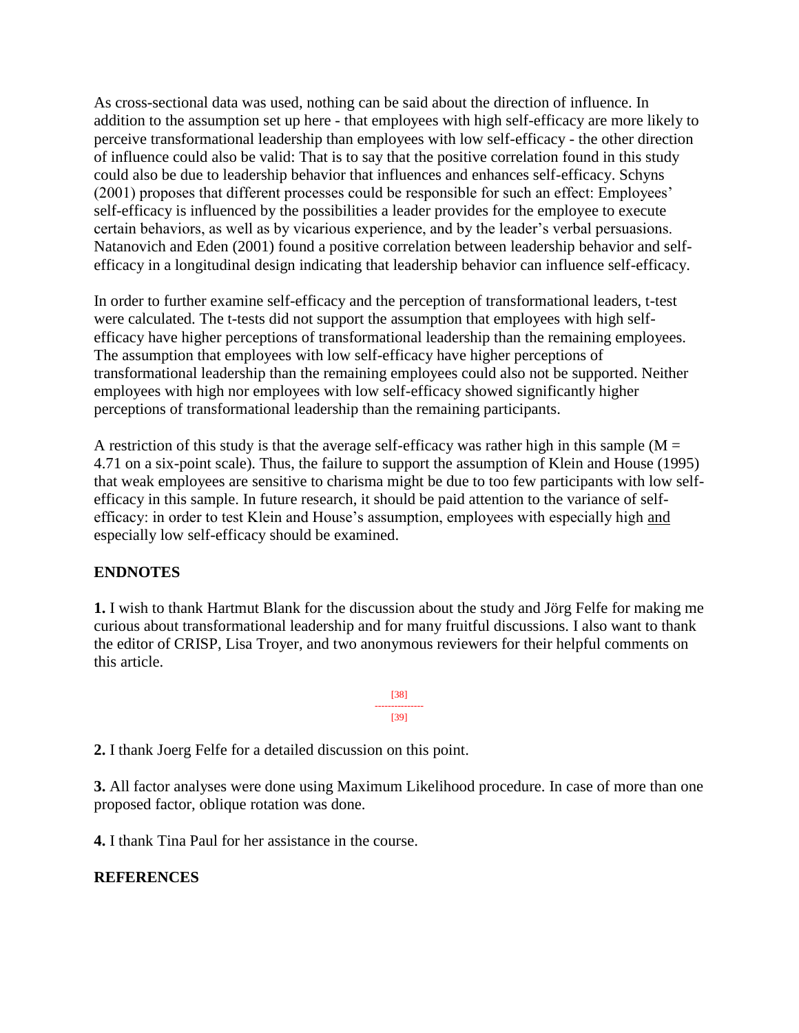As cross-sectional data was used, nothing can be said about the direction of influence. In addition to the assumption set up here - that employees with high self-efficacy are more likely to perceive transformational leadership than employees with low self-efficacy - the other direction of influence could also be valid: That is to say that the positive correlation found in this study could also be due to leadership behavior that influences and enhances self-efficacy. Schyns (2001) proposes that different processes could be responsible for such an effect: Employees' self-efficacy is influenced by the possibilities a leader provides for the employee to execute certain behaviors, as well as by vicarious experience, and by the leader's verbal persuasions. Natanovich and Eden (2001) found a positive correlation between leadership behavior and self-efficacy in a longitudinal design indicating that leadership behavior can influence self-efficacy.

In order to further examine self-efficacy and the perception of transformational leaders, t-test were calculated. The t-tests did not support the assumption that employees with high self-efficacy have higher perceptions of transformational leadership than the remaining employees. The assumption that employees with low self-efficacy have higher perceptions of transformational leadership than the remaining employees could also not be supported. Neither employees with high nor employees with low self-efficacy showed significantly higher perceptions of transformational leadership than the remaining participants.

A restriction of this study is that the average self-efficacy was rather high in this sample ($M = 4.71$ on a six-point scale). Thus, the failure to support the assumption of Klein and House (1995) that weak employees are sensitive to charisma might be due to too few participants with low self-efficacy in this sample. In future research, it should be paid attention to the variance of self-efficacy: in order to test Klein and House's assumption, employees with especially high <u>and</u> especially low self-efficacy should be examined.

**ENDNOTES**

**1.** I wish to thank Hartmut Blank for the discussion about the study and Jörg Felfe for making me curious about transformational leadership and for many fruitful discussions. I also want to thank the editor of CRISP, Lisa Troyer, and two anonymous reviewers for their helpful comments on this article.

**2.** I thank Joerg Felfe for a detailed discussion on this point.

**3.** All factor analyses were done using Maximum Likelihood procedure. In case of more than one proposed factor, oblique rotation was done.

**4.** I thank Tina Paul for her assistance in the course.

**REFERENCES**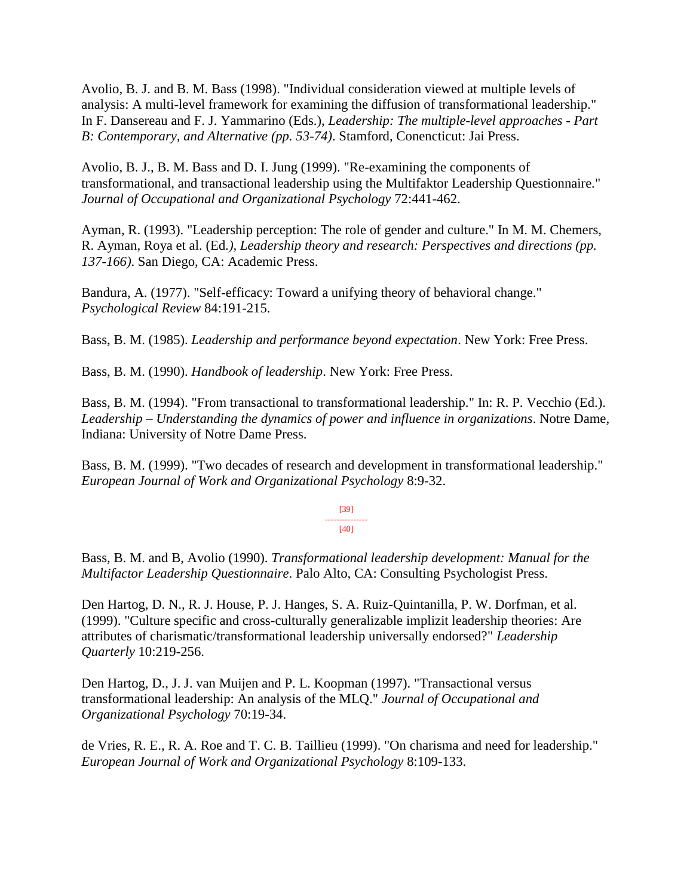Avolio, B. J. and B. M. Bass (1998). "Individual consideration viewed at multiple levels of analysis: A multi-level framework for examining the diffusion of transformational leadership." In F. Dansereau and F. J. Yammarino (Eds.), *Leadership: The multiple-level approaches - Part B: Contemporary, and Alternative (pp. 53-74)*. Stamford, Conencticut: Jai Press.

Avolio, B. J., B. M. Bass and D. I. Jung (1999). "Re-examining the components of transformational, and transactional leadership using the Multifaktor Leadership Questionnaire." *Journal of Occupational and Organizational Psychology* 72:441-462.

Ayman, R. (1993). "Leadership perception: The role of gender and culture." In M. M. Chemers, R. Ayman, Roya et al. (Ed*.)*, *Leadership theory and research: Perspectives and directions (pp. 137-166)*. San Diego, CA: Academic Press.

Bandura, A. (1977). "Self-efficacy: Toward a unifying theory of behavioral change." *Psychological Review* 84:191-215.

Bass, B. M. (1985). *Leadership and performance beyond expectation*. New York: Free Press.

Bass, B. M. (1990). *Handbook of leadership*. New York: Free Press.

Bass, B. M. (1994). "From transactional to transformational leadership." In: R. P. Vecchio (Ed.). *Leadership – Understanding the dynamics of power and influence in organizations*. Notre Dame, Indiana: University of Notre Dame Press.

Bass, B. M. (1999). "Two decades of research and development in transformational leadership." *European Journal of Work and Organizational Psychology* 8:9-32.

Bass, B. M. and B, Avolio (1990). *Transformational leadership development: Manual for the Multifactor Leadership Questionnaire*. Palo Alto, CA: Consulting Psychologist Press.

Den Hartog, D. N., R. J. House, P. J. Hanges, S. A. Ruiz-Quintanilla, P. W. Dorfman, et al. (1999). "Culture specific and cross-culturally generalizable implizit leadership theories: Are attributes of charismatic/transformational leadership universally endorsed?" *Leadership Quarterly* 10:219-256.

Den Hartog, D., J. J. van Muijen and P. L. Koopman (1997). "Transactional versus transformational leadership: An analysis of the MLQ." *Journal of Occupational and Organizational Psychology* 70:19-34.

de Vries, R. E., R. A. Roe and T. C. B. Taillieu (1999). "On charisma and need for leadership." *European Journal of Work and Organizational Psychology* 8:109-133.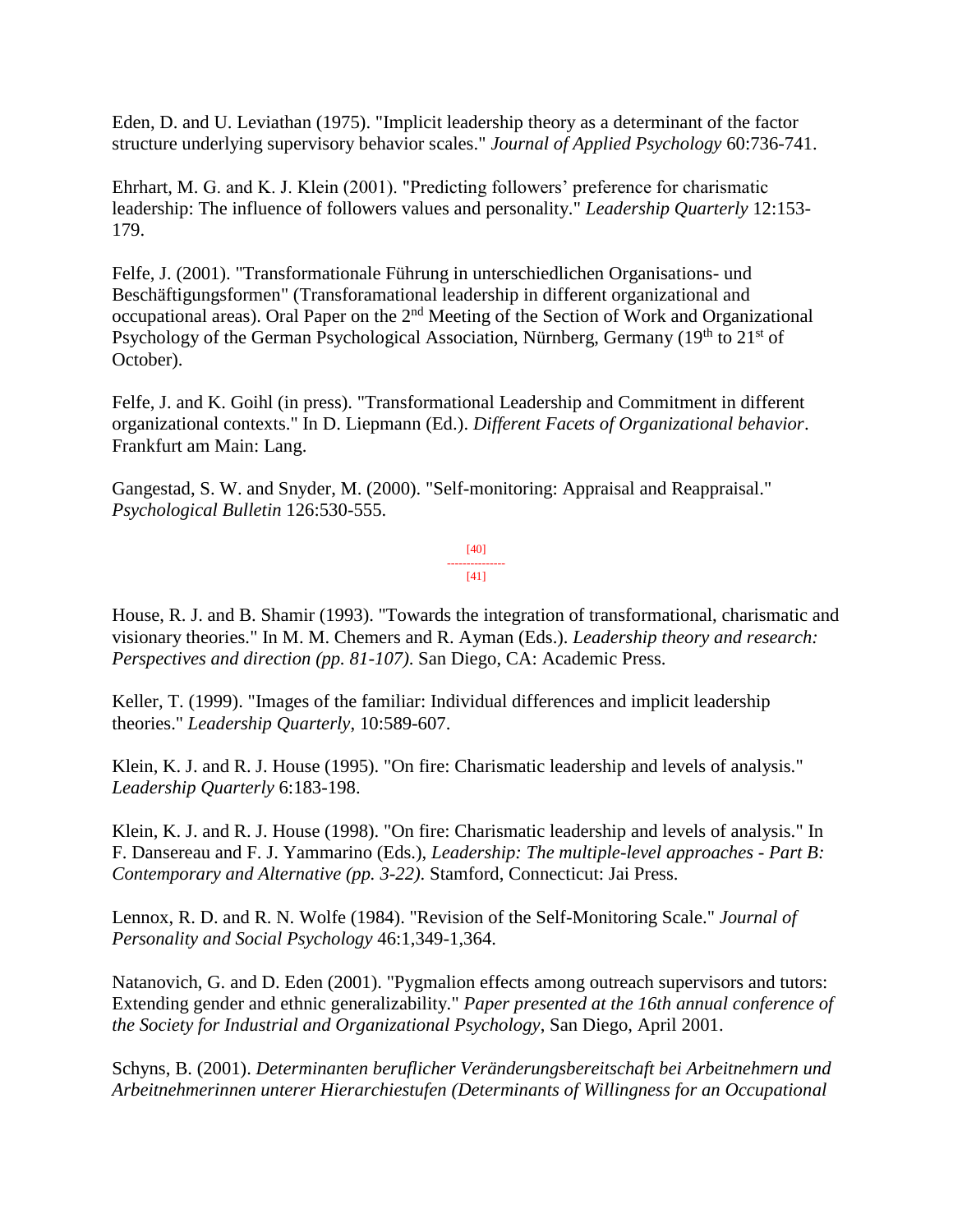Eden, D. and U. Leviathan (1975). "Implicit leadership theory as a determinant of the factor structure underlying supervisory behavior scales." *Journal of Applied Psychology* 60:736-741.

Ehrhart, M. G. and K. J. Klein (2001). "Predicting followers' preference for charismatic leadership: The influence of followers values and personality." *Leadership Quarterly* 12:153-179.

Felfe, J. (2001). "Transformationale Führung in unterschiedlichen Organisations- und Beschäftigungsformen" (Transforamational leadership in different organizational and occupational areas). Oral Paper on the 2nd Meeting of the Section of Work and Organizational Psychology of the German Psychological Association, Nürnberg, Germany (19th to 21st of October).

Felfe, J. and K. Goihl (in press). "Transformational Leadership and Commitment in different organizational contexts." In D. Liepmann (Ed.). *Different Facets of Organizational behavior*. Frankfurt am Main: Lang.

Gangestad, S. W. and Snyder, M. (2000). "Self-monitoring: Appraisal and Reappraisal." *Psychological Bulletin* 126:530-555.

[40]
---------------
[41]

House, R. J. and B. Shamir (1993). "Towards the integration of transformational, charismatic and visionary theories." In M. M. Chemers and R. Ayman (Eds.). *Leadership theory and research: Perspectives and direction (pp. 81-107)*. San Diego, CA: Academic Press.

Keller, T. (1999). "Images of the familiar: Individual differences and implicit leadership theories." *Leadership Quarterly*, 10:589-607.

Klein, K. J. and R. J. House (1995). "On fire: Charismatic leadership and levels of analysis." *Leadership Quarterly* 6:183-198.

Klein, K. J. and R. J. House (1998). "On fire: Charismatic leadership and levels of analysis." In F. Dansereau and F. J. Yammarino (Eds.), *Leadership: The multiple-level approaches - Part B: Contemporary and Alternative (pp. 3-22)*. Stamford, Connecticut: Jai Press.

Lennox, R. D. and R. N. Wolfe (1984). "Revision of the Self-Monitoring Scale." *Journal of Personality and Social Psychology* 46:1,349-1,364.

Natanovich, G. and D. Eden (2001). "Pygmalion effects among outreach supervisors and tutors: Extending gender and ethnic generalizability." *Paper presented at the 16th annual conference of the Society for Industrial and Organizational Psychology*, San Diego, April 2001.

Schyns, B. (2001). *Determinanten beruflicher Veränderungsbereitschaft bei Arbeitnehmern und Arbeitnehmerinnen unterer Hierarchiestufen (Determinants of Willingness for an Occupational*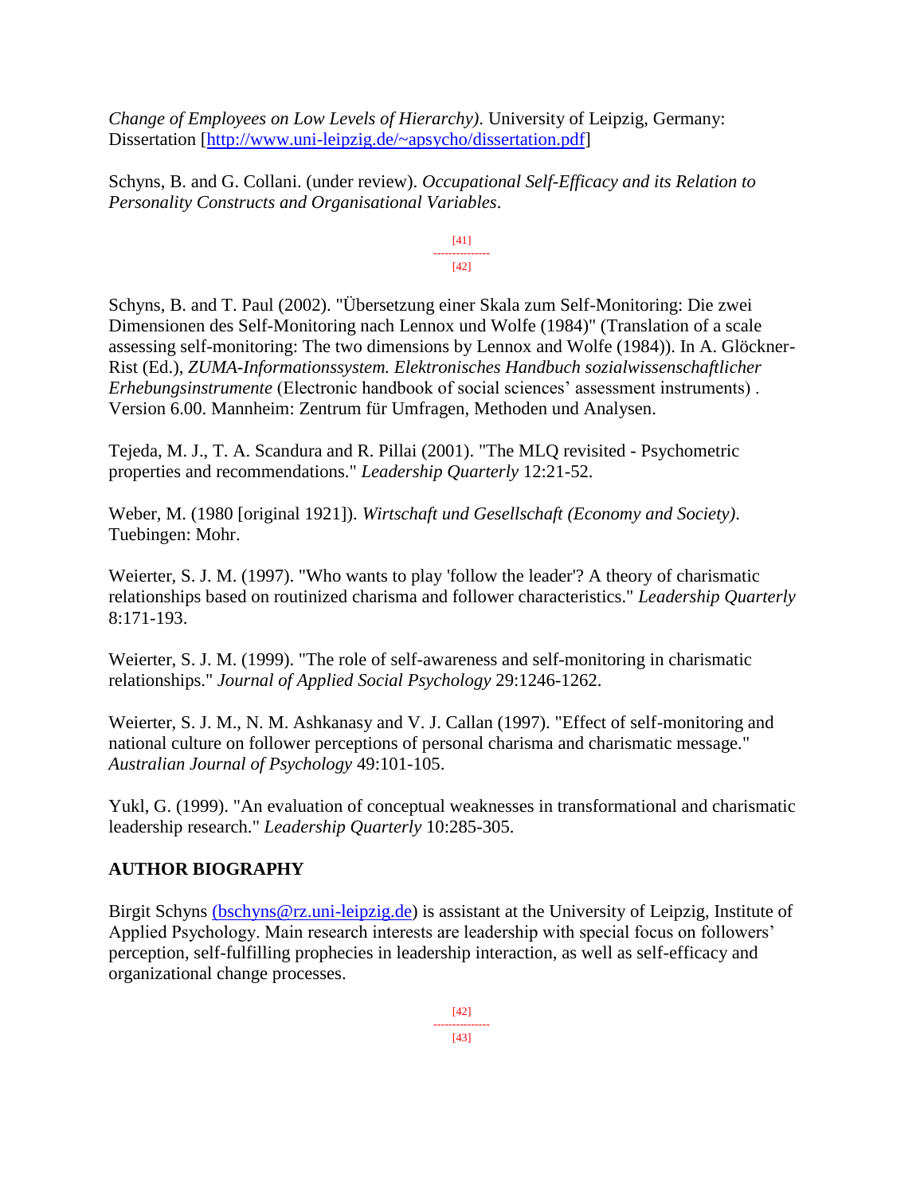*Change of Employees on Low Levels of Hierarchy)*. University of Leipzig, Germany: Dissertation [http://www.uni-leipzig.de/~apsycho/dissertation.pdf]

Schyns, B. and G. Collani. (under review). *Occupational Self-Efficacy and its Relation to Personality Constructs and Organisational Variables*.

Schyns, B. and T. Paul (2002). "Übersetzung einer Skala zum Self-Monitoring: Die zwei Dimensionen des Self-Monitoring nach Lennox und Wolfe (1984)" (Translation of a scale assessing self-monitoring: The two dimensions by Lennox and Wolfe (1984)). In A. Glöckner-Rist (Ed.), *ZUMA-Informationssystem. Elektronisches Handbuch sozialwissenschaftlicher Erhebungsinstrumente* (Electronic handbook of social sciences' assessment instruments) . Version 6.00. Mannheim: Zentrum für Umfragen, Methoden und Analysen.

Tejeda, M. J., T. A. Scandura and R. Pillai (2001). "The MLQ revisited - Psychometric properties and recommendations." *Leadership Quarterly* 12:21-52.

Weber, M. (1980 [original 1921]). *Wirtschaft und Gesellschaft (Economy and Society)*. Tuebingen: Mohr.

Weierter, S. J. M. (1997). "Who wants to play 'follow the leader'? A theory of charismatic relationships based on routinized charisma and follower characteristics." *Leadership Quarterly* 8:171-193.

Weierter, S. J. M. (1999). "The role of self-awareness and self-monitoring in charismatic relationships." *Journal of Applied Social Psychology* 29:1246-1262.

Weierter, S. J. M., N. M. Ashkanasy and V. J. Callan (1997). "Effect of self-monitoring and national culture on follower perceptions of personal charisma and charismatic message." *Australian Journal of Psychology* 49:101-105.

Yukl, G. (1999). "An evaluation of conceptual weaknesses in transformational and charismatic leadership research." *Leadership Quarterly* 10:285-305.

## AUTHOR BIOGRAPHY

Birgit Schyns (bschyns@rz.uni-leipzig.de) is assistant at the University of Leipzig, Institute of Applied Psychology. Main research interests are leadership with special focus on followers' perception, self-fulfilling prophecies in leadership interaction, as well as self-efficacy and organizational change processes.